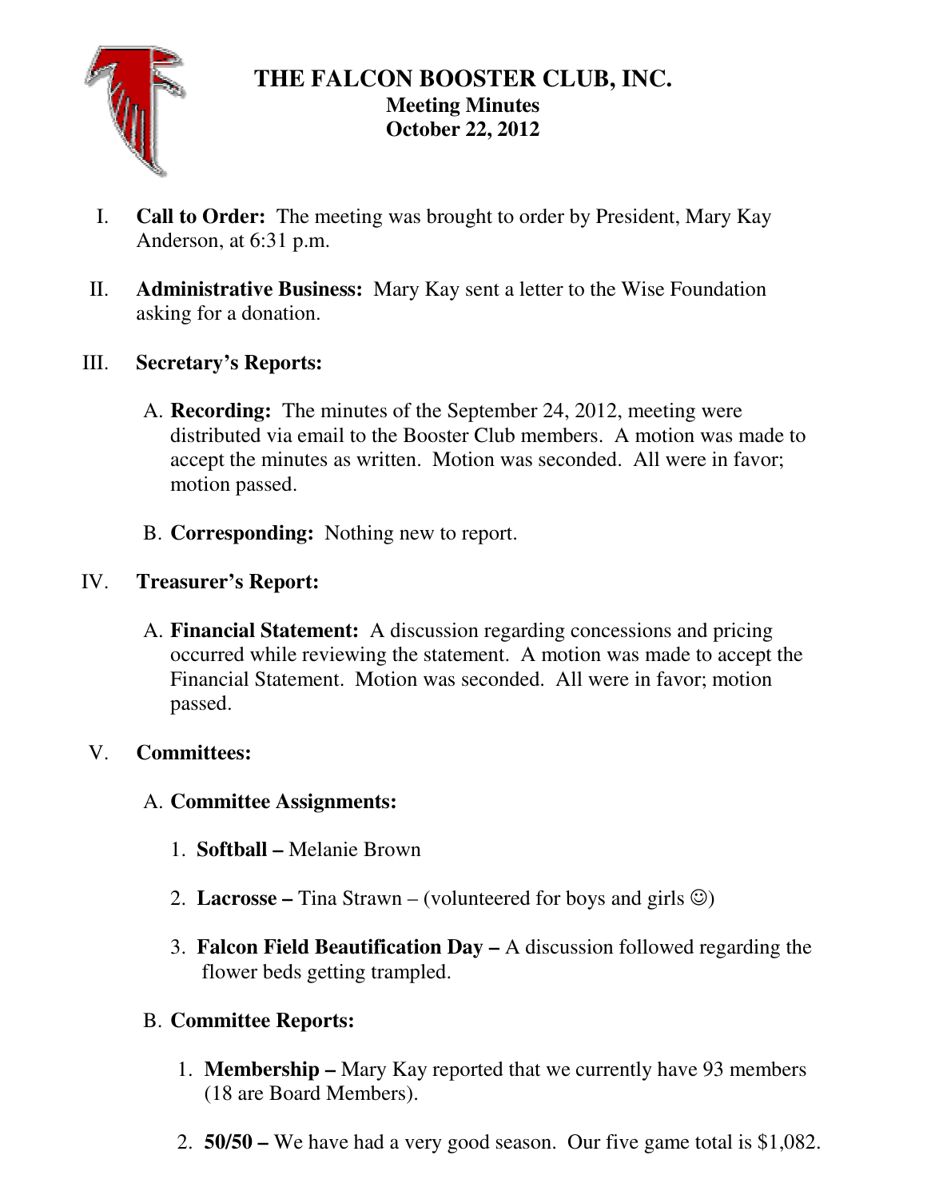# THE FALCON BOOSTER CLUB, INC.

**Meeting Minutes**
**October 22, 2012**

I. **Call to Order:** The meeting was brought to order by President, Mary Kay Anderson, at 6:31 p.m.

II. **Administrative Business:** Mary Kay sent a letter to the Wise Foundation asking for a donation.

III. **Secretary's Reports:**

   A. **Recording:** The minutes of the September 24, 2012, meeting were distributed via email to the Booster Club members. A motion was made to accept the minutes as written. Motion was seconded. All were in favor; motion passed.

   B. **Corresponding:** Nothing new to report.

IV. **Treasurer's Report:**

   A. **Financial Statement:** A discussion regarding concessions and pricing occurred while reviewing the statement. A motion was made to accept the Financial Statement. Motion was seconded. All were in favor; motion passed.

V. **Committees:**

   A. **Committee Assignments:**

      1. **Softball –** Melanie Brown

      2. **Lacrosse –** Tina Strawn – (volunteered for boys and girls ☺)

      3. **Falcon Field Beautification Day –** A discussion followed regarding the flower beds getting trampled.

   B. **Committee Reports:**

      1. **Membership –** Mary Kay reported that we currently have 93 members (18 are Board Members).

      2. **50/50 –** We have had a very good season. Our five game total is $1,082.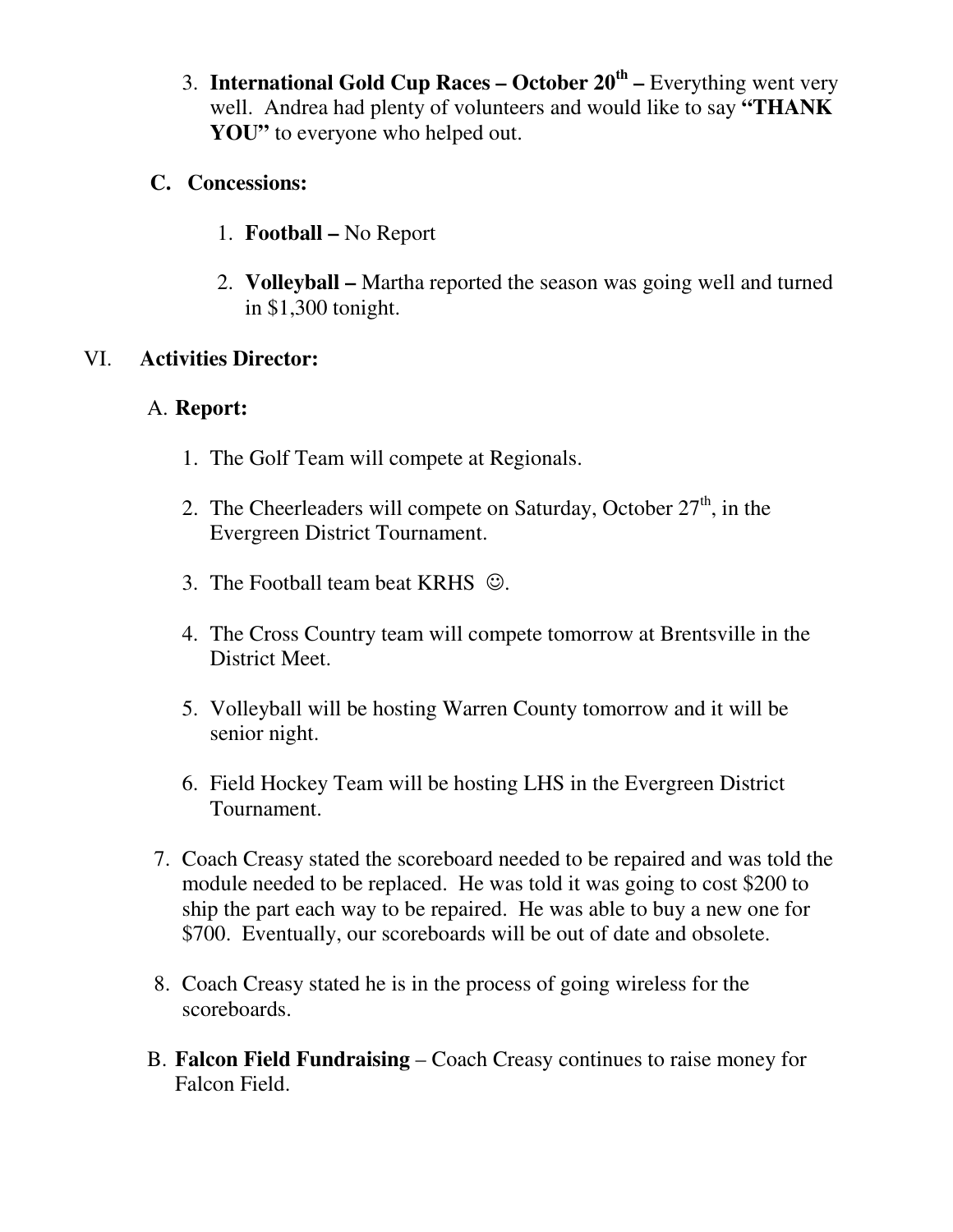3. **International Gold Cup Races – October 20th –** Everything went very well. Andrea had plenty of volunteers and would like to say **"THANK YOU"** to everyone who helped out.

**C. Concessions:**

1. **Football –** No Report

2. **Volleyball –** Martha reported the season was going well and turned in $1,300 tonight.

VI. **Activities Director:**

A. **Report:**

1. The Golf Team will compete at Regionals.

2. The Cheerleaders will compete on Saturday, October 27th, in the Evergreen District Tournament.

3. The Football team beat KRHS ☺.

4. The Cross Country team will compete tomorrow at Brentsville in the District Meet.

5. Volleyball will be hosting Warren County tomorrow and it will be senior night.

6. Field Hockey Team will be hosting LHS in the Evergreen District Tournament.

7. Coach Creasy stated the scoreboard needed to be repaired and was told the module needed to be replaced. He was told it was going to cost $200 to ship the part each way to be repaired. He was able to buy a new one for $700. Eventually, our scoreboards will be out of date and obsolete.

8. Coach Creasy stated he is in the process of going wireless for the scoreboards.

B. **Falcon Field Fundraising** – Coach Creasy continues to raise money for Falcon Field.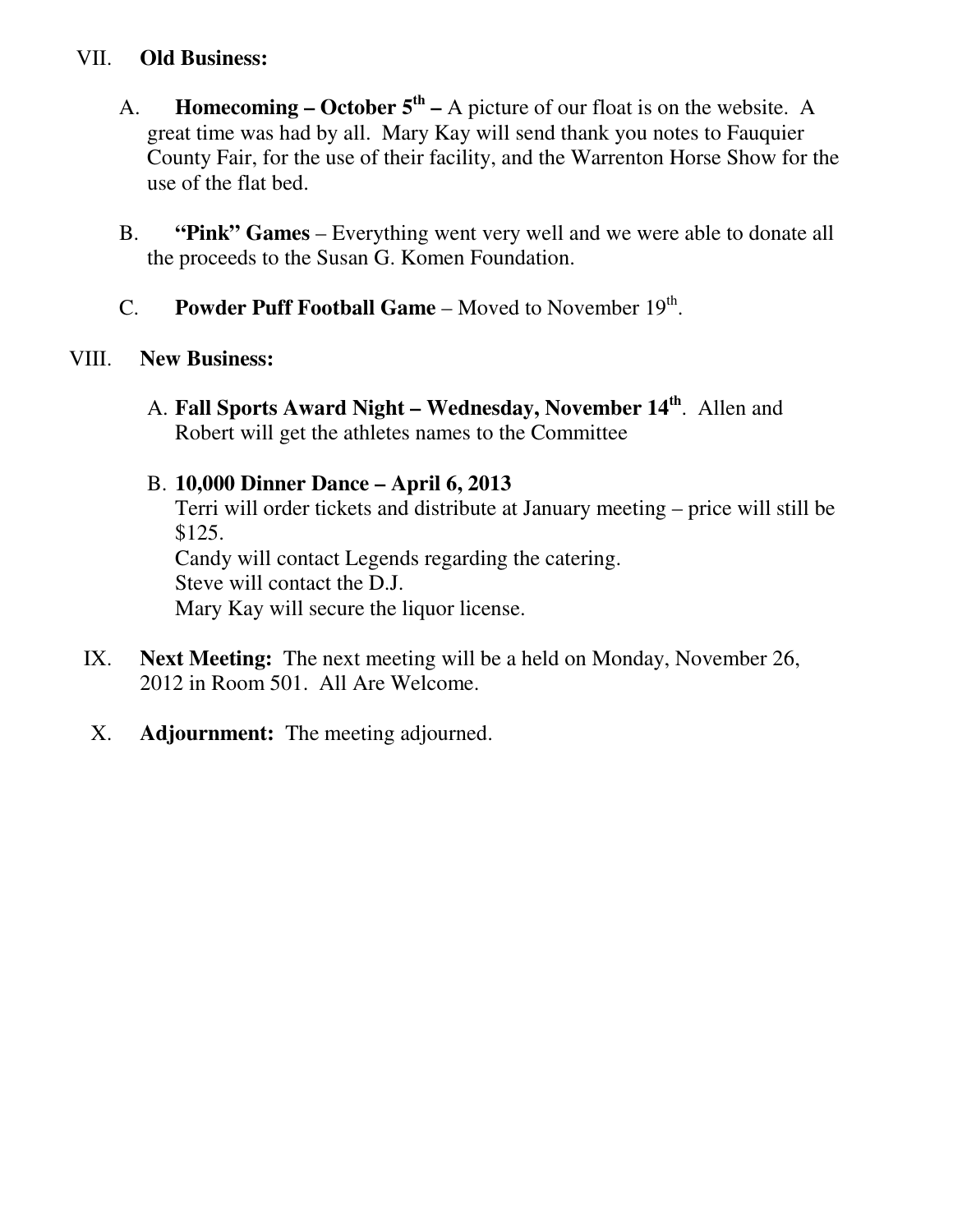VII. **Old Business:**

A. **Homecoming – October 5th –** A picture of our float is on the website. A great time was had by all. Mary Kay will send thank you notes to Fauquier County Fair, for the use of their facility, and the Warrenton Horse Show for the use of the flat bed.

B. **"Pink" Games** – Everything went very well and we were able to donate all the proceeds to the Susan G. Komen Foundation.

C. **Powder Puff Football Game** – Moved to November 19th.

VIII. **New Business:**

A. **Fall Sports Award Night – Wednesday, November 14th**. Allen and Robert will get the athletes names to the Committee

B. **10,000 Dinner Dance – April 6, 2013**
Terri will order tickets and distribute at January meeting – price will still be $125.
Candy will contact Legends regarding the catering.
Steve will contact the D.J.
Mary Kay will secure the liquor license.

IX. **Next Meeting:** The next meeting will be a held on Monday, November 26, 2012 in Room 501. All Are Welcome.

X. **Adjournment:** The meeting adjourned.